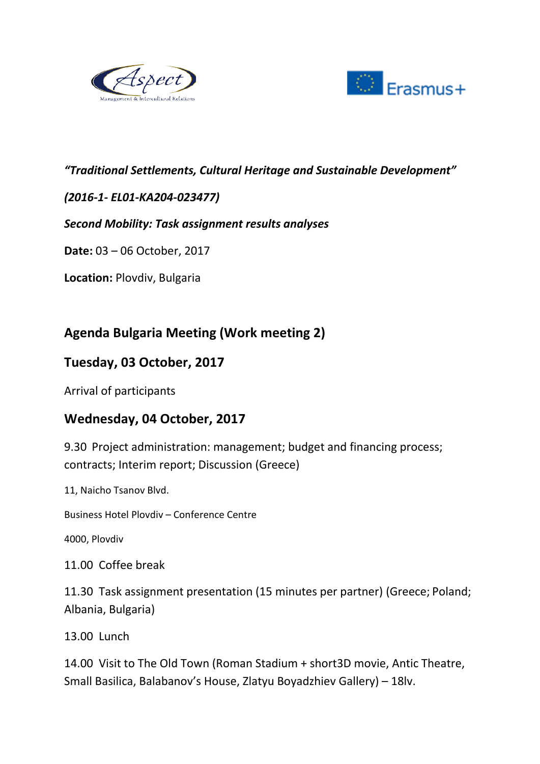***"Traditional Settlements, Cultural Heritage and Sustainable Development"***

***(2016-1- EL01-KA204-023477)***

***Second Mobility: Task assignment results analyses***

**Date:** 03 – 06 October, 2017

**Location:** Plovdiv, Bulgaria

## Agenda Bulgaria Meeting (Work meeting 2)

## Tuesday, 03 October, 2017

Arrival of participants

## Wednesday, 04 October, 2017

9.30 Project administration: management; budget and financing process; contracts; Interim report; Discussion (Greece)

11, Naicho Tsanov Blvd.

Business Hotel Plovdiv – Conference Centre

4000, Plovdiv

11.00 Coffee break

11.30 Task assignment presentation (15 minutes per partner) (Greece; Poland; Albania, Bulgaria)

13.00 Lunch

14.00 Visit to The Old Town (Roman Stadium + short3D movie, Antic Theatre, Small Basilica, Balabanov's House, Zlatyu Boyadzhiev Gallery) – 18lv.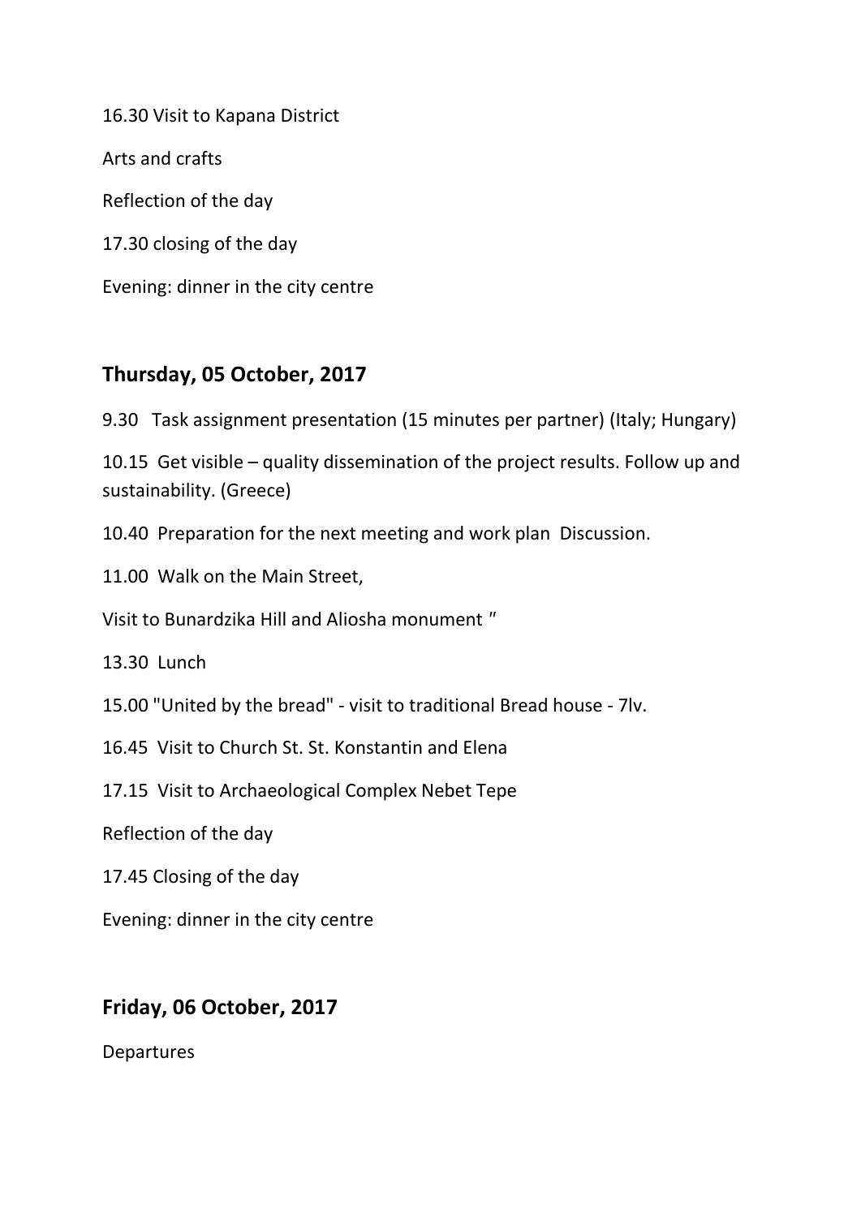16.30 Visit to Kapana District

Arts and crafts

Reflection of the day

17.30 closing of the day

Evening: dinner in the city centre

## Thursday, 05 October, 2017

9.30 Task assignment presentation (15 minutes per partner) (Italy; Hungary)

10.15 Get visible – quality dissemination of the project results. Follow up and sustainability. (Greece)

10.40 Preparation for the next meeting and work plan Discussion.

11.00 Walk on the Main Street,

Visit to Bunardzika Hill and Aliosha monument "

13.30 Lunch

15.00 "United by the bread" - visit to traditional Bread house - 7lv.

16.45 Visit to Church St. St. Konstantin and Elena

17.15 Visit to Archaeological Complex Nebet Tepe

Reflection of the day

17.45 Closing of the day

Evening: dinner in the city centre

## Friday, 06 October, 2017

Departures